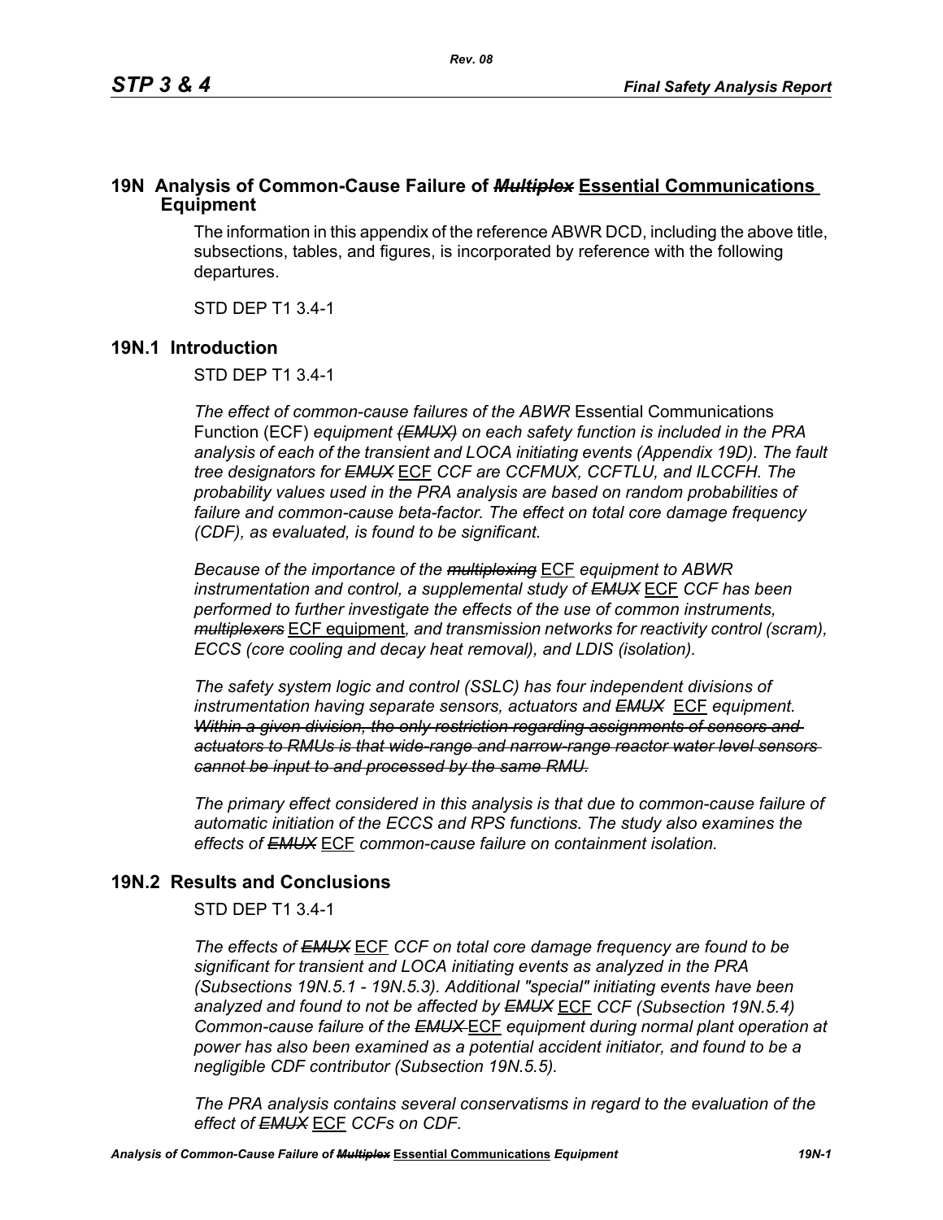## 19N Analysis of Common-Cause Failure of ~~*Multiplex*~~ **Essential Communications Equipment**

The information in this appendix of the reference ABWR DCD, including the above title, subsections, tables, and figures, is incorporated by reference with the following departures.

STD DEP T1 3.4-1

### 19N.1 Introduction

STD DEP T1 3.4-1

*The effect of common-cause failures of the ABWR* Essential Communications Function (ECF) *equipment ~~(EMUX)~~ on each safety function is included in the PRA analysis of each of the transient and LOCA initiating events (Appendix 19D). The fault tree designators for ~~EMUX~~* ECF *CCF are CCFMUX, CCFTLU, and ILCCFH. The probability values used in the PRA analysis are based on random probabilities of failure and common-cause beta-factor. The effect on total core damage frequency (CDF), as evaluated, is found to be significant.*

*Because of the importance of the ~~multiplexing~~* ECF *equipment to ABWR instrumentation and control, a supplemental study of ~~EMUX~~* ECF *CCF has been performed to further investigate the effects of the use of common instruments, ~~multiplexers~~* ECF equipment*, and transmission networks for reactivity control (scram), ECCS (core cooling and decay heat removal), and LDIS (isolation).*

*The safety system logic and control (SSLC) has four independent divisions of instrumentation having separate sensors, actuators and ~~EMUX~~* ECF *equipment. ~~Within a given division, the only restriction regarding assignments of sensors and actuators to RMUs is that wide-range and narrow-range reactor water level sensors cannot be input to and processed by the same RMU.~~*

*The primary effect considered in this analysis is that due to common-cause failure of automatic initiation of the ECCS and RPS functions. The study also examines the effects of ~~EMUX~~* ECF *common-cause failure on containment isolation.*

### 19N.2 Results and Conclusions

STD DEP T1 3.4-1

*The effects of ~~EMUX~~* ECF *CCF on total core damage frequency are found to be significant for transient and LOCA initiating events as analyzed in the PRA (Subsections 19N.5.1 - 19N.5.3). Additional "special" initiating events have been analyzed and found to not be affected by ~~EMUX~~* ECF *CCF (Subsection 19N.5.4) Common-cause failure of the ~~EMUX~~* ECF *equipment during normal plant operation at power has also been examined as a potential accident initiator, and found to be a negligible CDF contributor (Subsection 19N.5.5).*

*The PRA analysis contains several conservatisms in regard to the evaluation of the effect of ~~EMUX~~* ECF *CCFs on CDF.*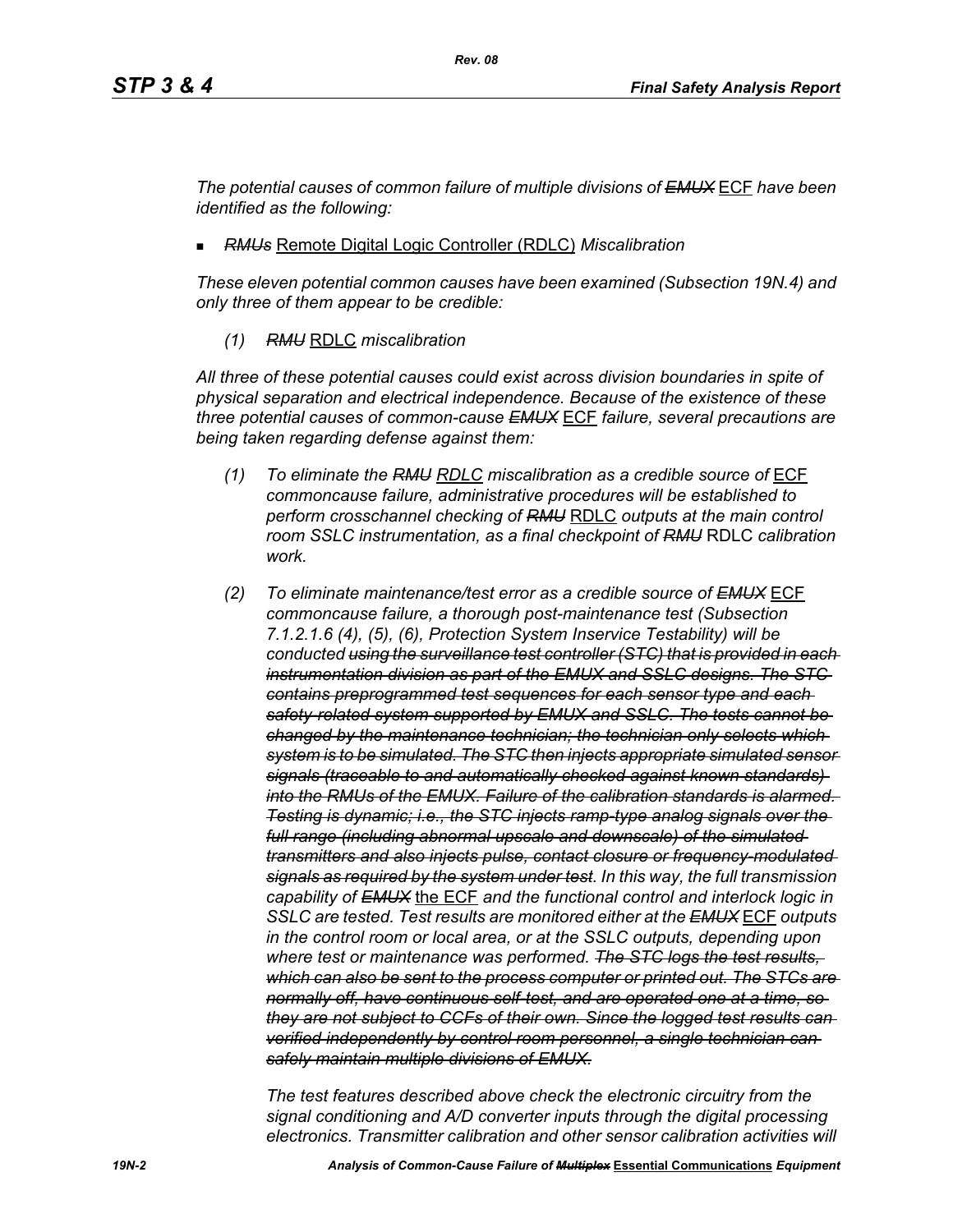*The potential causes of common failure of multiple divisions of ~~EMUX~~* ECF *have been identified as the following:*

- ~~*RMUs*~~ Remote Digital Logic Controller (RDLC) *Miscalibration*

*These eleven potential common causes have been examined (Subsection 19N.4) and only three of them appear to be credible:*

*(1)* ~~*RMU*~~ RDLC *miscalibration*

*All three of these potential causes could exist across division boundaries in spite of physical separation and electrical independence. Because of the existence of these three potential causes of common-cause ~~EMUX~~* ECF *failure, several precautions are being taken regarding defense against them:*

*(1) To eliminate the ~~RMU~~ RDLC miscalibration as a credible source of* ECF *commoncause failure, administrative procedures will be established to perform crosschannel checking of ~~RMU~~* RDLC *outputs at the main control room SSLC instrumentation, as a final checkpoint of ~~RMU~~* RDLC *calibration work.*

*(2) To eliminate maintenance/test error as a credible source of ~~EMUX~~* ECF *commoncause failure, a thorough post-maintenance test (Subsection 7.1.2.1.6 (4), (5), (6), Protection System Inservice Testability) will be conducted ~~using the surveillance test controller (STC) that is provided in each instrumentation division as part of the EMUX and SSLC designs. The STC contains preprogrammed test sequences for each sensor type and each safety-related system supported by EMUX and SSLC. The tests cannot be changed by the maintenance technician; the technician only selects which system is to be simulated. The STC then injects appropriate simulated sensor signals (traceable to and automatically checked against known standards) into the RMUs of the EMUX. Failure of the calibration standards is alarmed. Testing is dynamic; i.e., the STC injects ramp-type analog signals over the full range (including abnormal upscale and downscale) of the simulated transmitters and also injects pulse, contact closure or frequency-modulated signals as required by the system under test~~. In this way, the full transmission capability of ~~EMUX~~* the ECF *and the functional control and interlock logic in SSLC are tested. Test results are monitored either at the ~~EMUX~~* ECF *outputs in the control room or local area, or at the SSLC outputs, depending upon where test or maintenance was performed. ~~The STC logs the test results, which can also be sent to the process computer or printed out. The STCs are normally off, have continuous self-test, and are operated one at a time, so they are not subject to CCFs of their own. Since the logged test results can verified independently by control room personnel, a single technician can safely maintain multiple divisions of EMUX.~~*

*The test features described above check the electronic circuitry from the signal conditioning and A/D converter inputs through the digital processing electronics. Transmitter calibration and other sensor calibration activities will*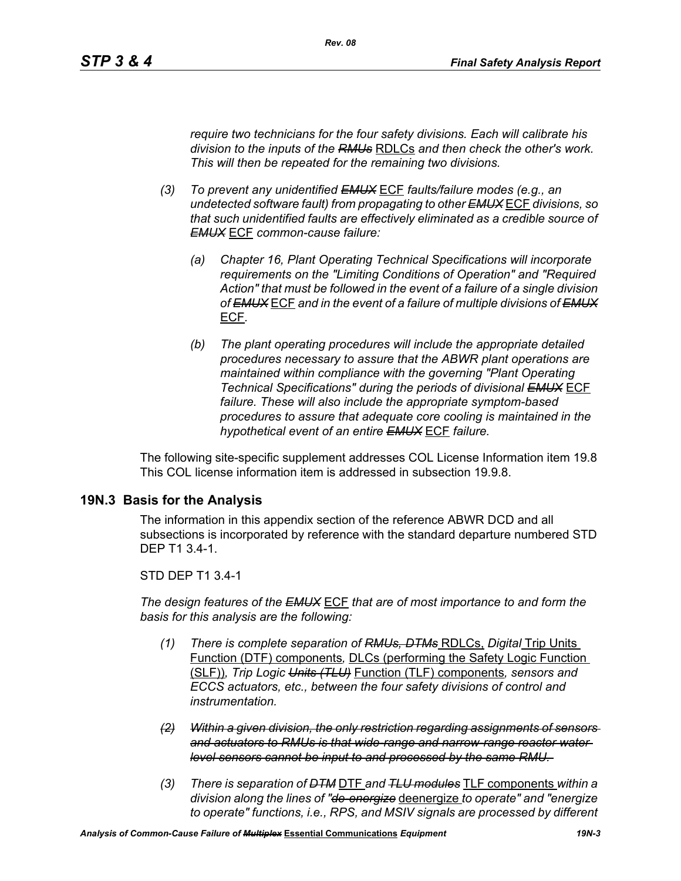*require two technicians for the four safety divisions. Each will calibrate his division to the inputs of the ~~RMUs~~* RDLCs *and then check the other's work. This will then be repeated for the remaining two divisions.*

*(3) To prevent any unidentified ~~EMUX~~* ECF *faults/failure modes (e.g., an undetected software fault) from propagating to other ~~EMUX~~* ECF *divisions, so that such unidentified faults are effectively eliminated as a credible source of ~~EMUX~~* ECF *common-cause failure:*

*(a) Chapter 16, Plant Operating Technical Specifications will incorporate requirements on the "Limiting Conditions of Operation" and "Required Action" that must be followed in the event of a failure of a single division of ~~EMUX~~* ECF *and in the event of a failure of multiple divisions of ~~EMUX~~* ECF*.*

*(b) The plant operating procedures will include the appropriate detailed procedures necessary to assure that the ABWR plant operations are maintained within compliance with the governing "Plant Operating Technical Specifications" during the periods of divisional ~~EMUX~~* ECF *failure. These will also include the appropriate symptom-based procedures to assure that adequate core cooling is maintained in the hypothetical event of an entire ~~EMUX~~* ECF *failure.*

The following site-specific supplement addresses COL License Information item 19.8 This COL license information item is addressed in subsection 19.9.8.

## 19N.3 Basis for the Analysis

The information in this appendix section of the reference ABWR DCD and all subsections is incorporated by reference with the standard departure numbered STD DEP T1 3.4-1.

STD DEP T1 3.4-1

*The design features of the ~~EMUX~~* ECF *that are of most importance to and form the basis for this analysis are the following:*

*(1) There is complete separation of ~~RMUs, DTMs~~* RDLCs, *Digital* Trip Units Function (DTF) components*,* DLCs (performing the Safety Logic Function (SLF))*, Trip Logic ~~Units (TLU)~~* Function (TLF) components*, sensors and ECCS actuators, etc., between the four safety divisions of control and instrumentation.*

~~*(2) Within a given division, the only restriction regarding assignments of sensors and actuators to RMUs is that wide-range and narrow-range reactor water level sensors cannot be input to and processed by the same RMU.*~~

*(3) There is separation of ~~DTM~~* DTF *and ~~TLU modules~~* TLF components *within a division along the lines of "~~de-energize~~* deenergize *to operate" and "energize to operate" functions, i.e., RPS, and MSIV signals are processed by different*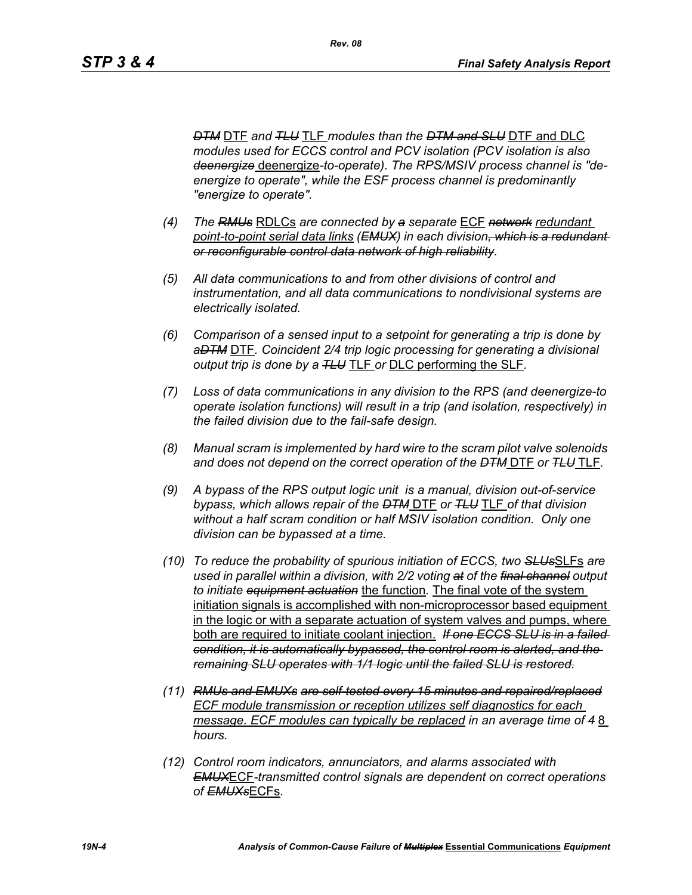*~~DTM~~ DTF and ~~TLU~~ TLF modules than the ~~DTM and SLU~~ DTF and DLC modules used for ECCS control and PCV isolation (PCV isolation is also ~~deenergize~~ deenergize-to-operate). The RPS/MSIV process channel is "de-energize to operate", while the ESF process channel is predominantly "energize to operate".*

(4) *The ~~RMUs~~ RDLCs are connected by ~~a~~ separate ECF ~~network~~ redundant point-to-point serial data links (~~EMUX~~) in each division~~, which is a redundant or reconfigurable control data network of high reliability~~.*

(5) *All data communications to and from other divisions of control and instrumentation, and all data communications to nondivisional systems are electrically isolated.*

(6) *Comparison of a sensed input to a setpoint for generating a trip is done by a~~DTM~~ DTF. Coincident 2/4 trip logic processing for generating a divisional output trip is done by a ~~TLU~~ TLF or DLC performing the SLF.*

(7) *Loss of data communications in any division to the RPS (and deenergize-to operate isolation functions) will result in a trip (and isolation, respectively) in the failed division due to the fail-safe design.*

(8) *Manual scram is implemented by hard wire to the scram pilot valve solenoids and does not depend on the correct operation of the ~~DTM~~ DTF or ~~TLU~~ TLF.*

(9) *A bypass of the RPS output logic unit is a manual, division out-of-service bypass, which allows repair of the ~~DTM~~ DTF or ~~TLU~~ TLF of that division without a half scram condition or half MSIV isolation condition. Only one division can be bypassed at a time.*

(10) *To reduce the probability of spurious initiation of ECCS, two ~~SLUs~~SLFs are used in parallel within a division, with 2/2 voting ~~at~~ of the ~~final channel~~ output to initiate ~~equipment actuation~~ the function. The final vote of the system initiation signals is accomplished with non-microprocessor based equipment in the logic or with a separate actuation of system valves and pumps, where both are required to initiate coolant injection. ~~If one ECCS SLU is in a failed condition, it is automatically bypassed, the control room is alerted, and the remaining SLU operates with 1/1 logic until the failed SLU is restored.~~*

(11) *~~RMUs and EMUXs are self-tested every 15 minutes and repaired/replaced~~ ECF module transmission or reception utilizes self diagnostics for each message. ECF modules can typically be replaced in an average time of ~~4~~ 8 hours.*

(12) *Control room indicators, annunciators, and alarms associated with ~~EMUX~~ECF-transmitted control signals are dependent on correct operations of ~~EMUXs~~ECFs.*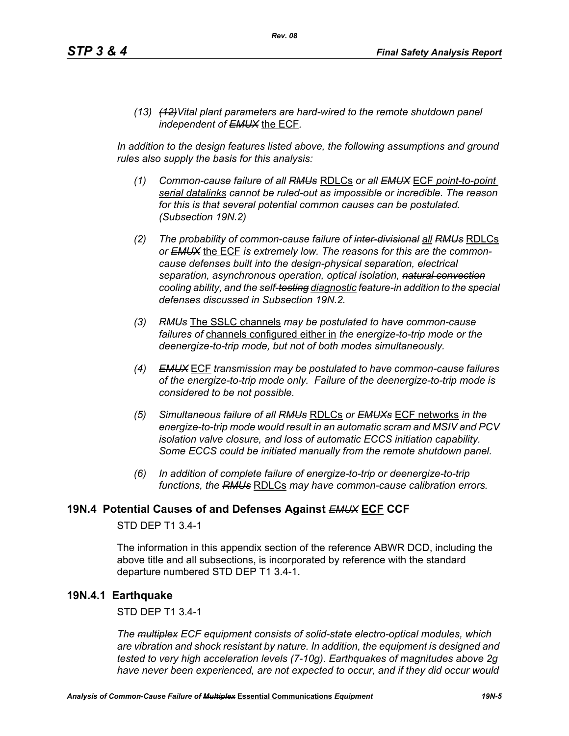*(13) ~~(12)~~Vital plant parameters are hard-wired to the remote shutdown panel independent of ~~EMUX~~* the ECF*.*

*In addition to the design features listed above, the following assumptions and ground rules also supply the basis for this analysis:*

*(1) Common-cause failure of all ~~RMUs~~* RDLCs *or all ~~EMUX~~* ECF *point-to-point serial datalinks cannot be ruled-out as impossible or incredible. The reason for this is that several potential common causes can be postulated. (Subsection 19N.2)*

*(2) The probability of common-cause failure of ~~inter-divisional~~ all ~~RMUs~~* RDLCs *or ~~EMUX~~* the ECF *is extremely low. The reasons for this are the common-cause defenses built into the design-physical separation, electrical separation, asynchronous operation, optical isolation, ~~natural convection~~ cooling ability, and the self-~~testing~~ diagnostic feature-in addition to the special defenses discussed in Subsection 19N.2.*

*(3) ~~RMUs~~* The SSLC channels *may be postulated to have common-cause failures of* channels configured either in *the energize-to-trip mode or the deenergize-to-trip mode, but not of both modes simultaneously.*

*(4) ~~EMUX~~* ECF *transmission may be postulated to have common-cause failures of the energize-to-trip mode only. Failure of the deenergize-to-trip mode is considered to be not possible.*

*(5) Simultaneous failure of all ~~RMUs~~* RDLCs *or ~~EMUXs~~* ECF networks *in the energize-to-trip mode would result in an automatic scram and MSIV and PCV isolation valve closure, and loss of automatic ECCS initiation capability. Some ECCS could be initiated manually from the remote shutdown panel.*

*(6) In addition of complete failure of energize-to-trip or deenergize-to-trip functions, the ~~RMUs~~* RDLCs *may have common-cause calibration errors.*

## 19N.4 Potential Causes of and Defenses Against ~~EMUX~~ ECF CCF

STD DEP T1 3.4-1

The information in this appendix section of the reference ABWR DCD, including the above title and all subsections, is incorporated by reference with the standard departure numbered STD DEP T1 3.4-1.

## 19N.4.1 Earthquake

STD DEP T1 3.4-1

*The ~~multiplex~~ ECF equipment consists of solid-state electro-optical modules, which are vibration and shock resistant by nature. In addition, the equipment is designed and tested to very high acceleration levels (7-10g). Earthquakes of magnitudes above 2g have never been experienced, are not expected to occur, and if they did occur would*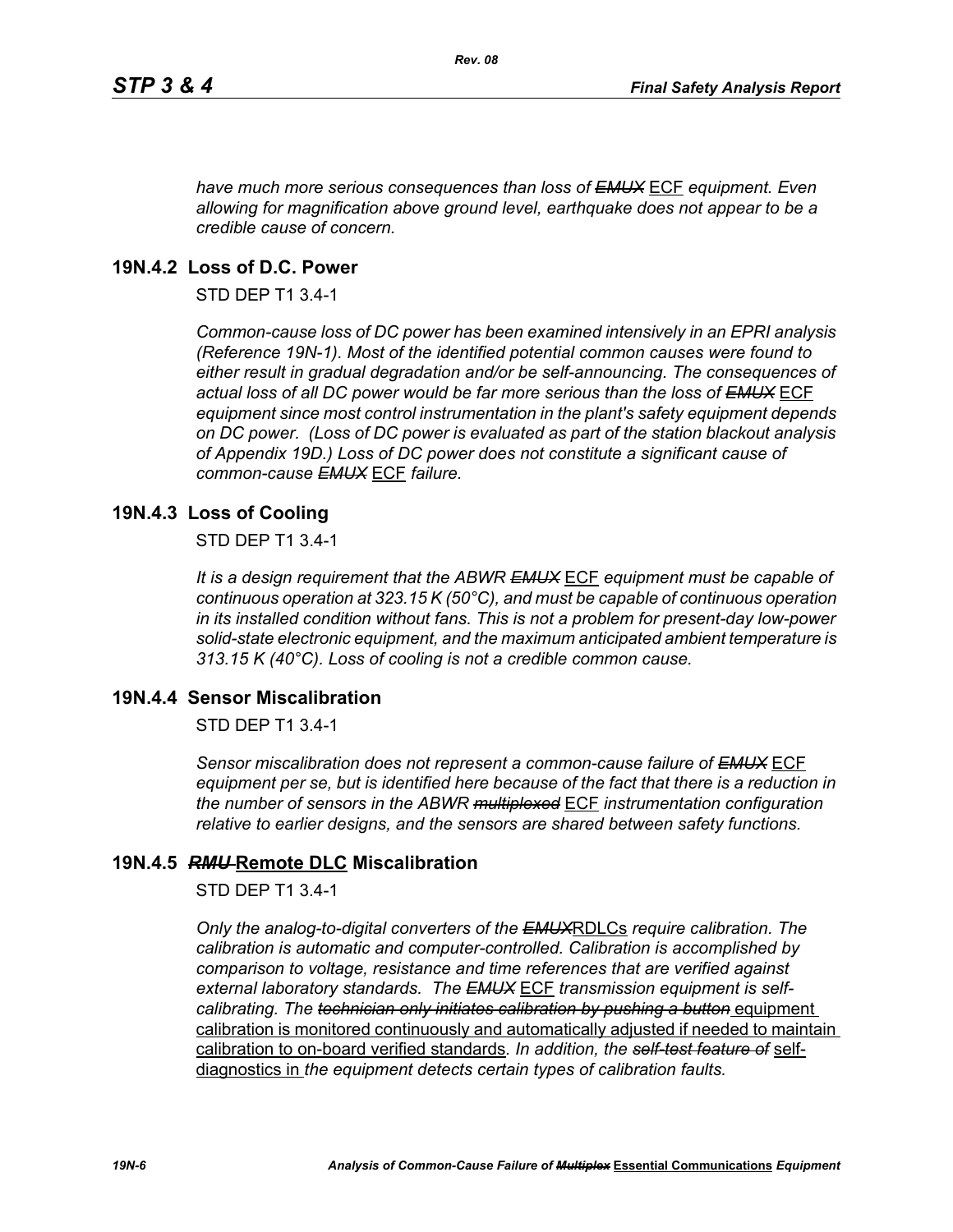*have much more serious consequences than loss of ~~EMUX~~* ECF *equipment. Even allowing for magnification above ground level, earthquake does not appear to be a credible cause of concern.*

## 19N.4.2 Loss of D.C. Power

STD DEP T1 3.4-1

*Common-cause loss of DC power has been examined intensively in an EPRI analysis (Reference 19N-1). Most of the identified potential common causes were found to either result in gradual degradation and/or be self-announcing. The consequences of actual loss of all DC power would be far more serious than the loss of ~~EMUX~~* ECF *equipment since most control instrumentation in the plant's safety equipment depends on DC power. (Loss of DC power is evaluated as part of the station blackout analysis of Appendix 19D.) Loss of DC power does not constitute a significant cause of common-cause ~~EMUX~~* ECF *failure.*

## 19N.4.3 Loss of Cooling

STD DEP T1 3.4-1

*It is a design requirement that the ABWR ~~EMUX~~* ECF *equipment must be capable of continuous operation at 323.15 K (50°C), and must be capable of continuous operation in its installed condition without fans. This is not a problem for present-day low-power solid-state electronic equipment, and the maximum anticipated ambient temperature is 313.15 K (40°C). Loss of cooling is not a credible common cause.*

## 19N.4.4 Sensor Miscalibration

STD DEP T1 3.4-1

*Sensor miscalibration does not represent a common-cause failure of ~~EMUX~~* ECF *equipment per se, but is identified here because of the fact that there is a reduction in the number of sensors in the ABWR ~~multiplexed~~* ECF *instrumentation configuration relative to earlier designs, and the sensors are shared between safety functions.*

## 19N.4.5 ~~*RMU*~~ Remote DLC Miscalibration

STD DEP T1 3.4-1

*Only the analog-to-digital converters of the ~~EMUX~~*RDLCs *require calibration. The calibration is automatic and computer-controlled. Calibration is accomplished by comparison to voltage, resistance and time references that are verified against external laboratory standards. The ~~EMUX~~* ECF *transmission equipment is self-calibrating. The ~~technician only initiates calibration by pushing a button~~* equipment calibration is monitored continuously and automatically adjusted if needed to maintain calibration to on-board verified standards*. In addition, the ~~self-test feature of~~* self-diagnostics in *the equipment detects certain types of calibration faults.*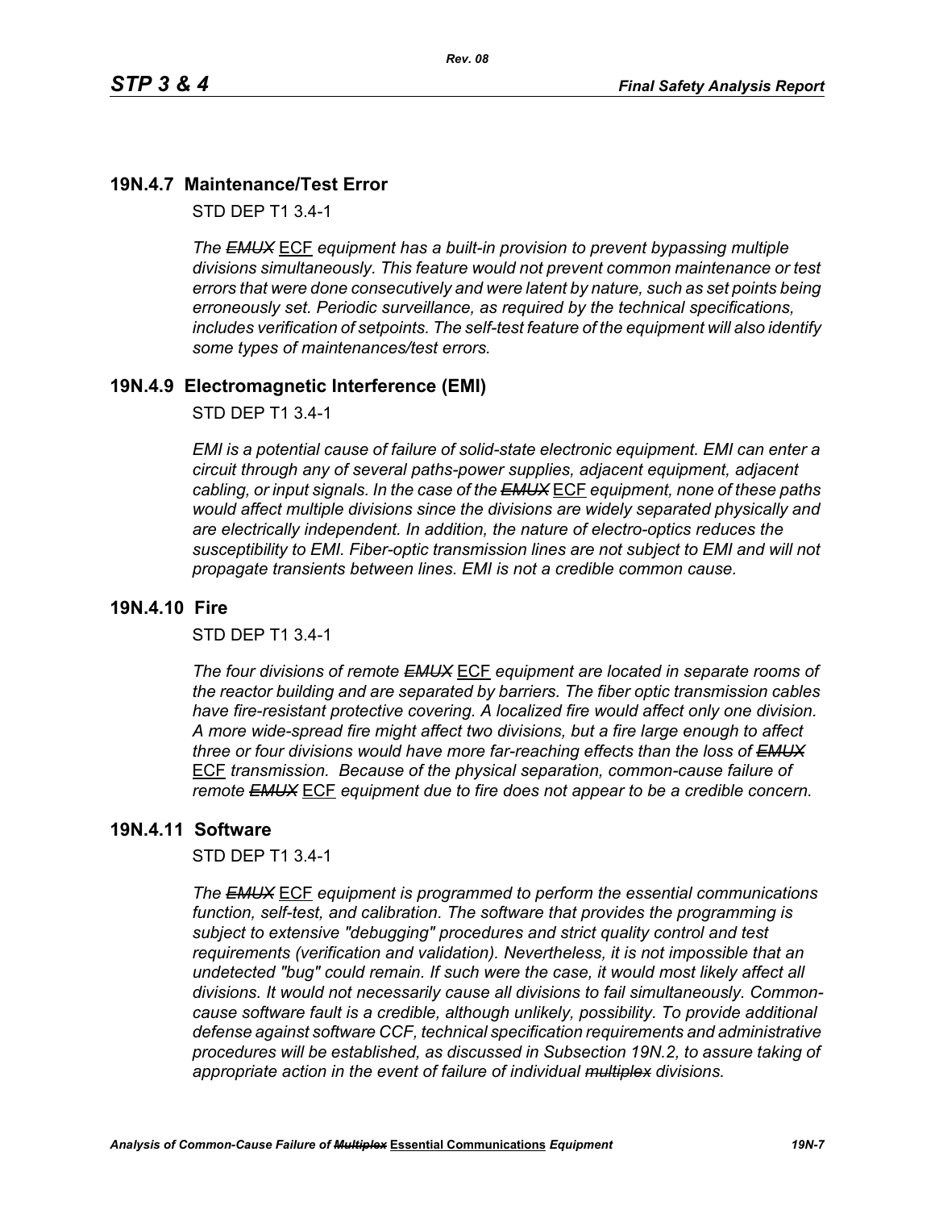## 19N.4.7 Maintenance/Test Error

STD DEP T1 3.4-1

*The ~~EMUX~~ ECF equipment has a built-in provision to prevent bypassing multiple divisions simultaneously. This feature would not prevent common maintenance or test errors that were done consecutively and were latent by nature, such as set points being erroneously set. Periodic surveillance, as required by the technical specifications, includes verification of setpoints. The self-test feature of the equipment will also identify some types of maintenances/test errors.*

## 19N.4.9 Electromagnetic Interference (EMI)

STD DEP T1 3.4-1

*EMI is a potential cause of failure of solid-state electronic equipment. EMI can enter a circuit through any of several paths-power supplies, adjacent equipment, adjacent cabling, or input signals. In the case of the ~~EMUX~~ ECF equipment, none of these paths would affect multiple divisions since the divisions are widely separated physically and are electrically independent. In addition, the nature of electro-optics reduces the susceptibility to EMI. Fiber-optic transmission lines are not subject to EMI and will not propagate transients between lines. EMI is not a credible common cause.*

## 19N.4.10 Fire

STD DEP T1 3.4-1

*The four divisions of remote ~~EMUX~~ ECF equipment are located in separate rooms of the reactor building and are separated by barriers. The fiber optic transmission cables have fire-resistant protective covering. A localized fire would affect only one division. A more wide-spread fire might affect two divisions, but a fire large enough to affect three or four divisions would have more far-reaching effects than the loss of ~~EMUX~~ ECF transmission. Because of the physical separation, common-cause failure of remote ~~EMUX~~ ECF equipment due to fire does not appear to be a credible concern.*

## 19N.4.11 Software

STD DEP T1 3.4-1

*The ~~EMUX~~ ECF equipment is programmed to perform the essential communications function, self-test, and calibration. The software that provides the programming is subject to extensive "debugging" procedures and strict quality control and test requirements (verification and validation). Nevertheless, it is not impossible that an undetected "bug" could remain. If such were the case, it would most likely affect all divisions. It would not necessarily cause all divisions to fail simultaneously. Common-cause software fault is a credible, although unlikely, possibility. To provide additional defense against software CCF, technical specification requirements and administrative procedures will be established, as discussed in Subsection 19N.2, to assure taking of appropriate action in the event of failure of individual ~~multiplex~~ divisions.*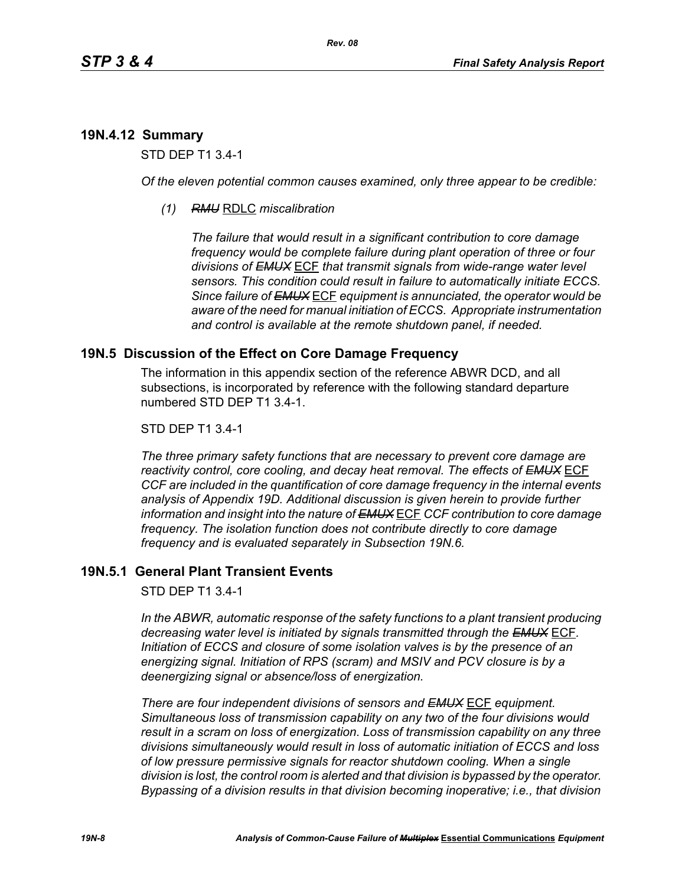## 19N.4.12 Summary

STD DEP T1 3.4-1

*Of the eleven potential common causes examined, only three appear to be credible:*

*(1)* ~~*RMU*~~ RDLC *miscalibration*

*The failure that would result in a significant contribution to core damage frequency would be complete failure during plant operation of three or four divisions of* ~~*EMUX*~~ ECF *that transmit signals from wide-range water level sensors. This condition could result in failure to automatically initiate ECCS. Since failure of* ~~*EMUX*~~ ECF *equipment is annunciated, the operator would be aware of the need for manual initiation of ECCS. Appropriate instrumentation and control is available at the remote shutdown panel, if needed.*

# 19N.5 Discussion of the Effect on Core Damage Frequency

The information in this appendix section of the reference ABWR DCD, and all subsections, is incorporated by reference with the following standard departure numbered STD DEP T1 3.4-1.

STD DEP T1 3.4-1

*The three primary safety functions that are necessary to prevent core damage are reactivity control, core cooling, and decay heat removal. The effects of* ~~*EMUX*~~ ECF *CCF are included in the quantification of core damage frequency in the internal events analysis of Appendix 19D. Additional discussion is given herein to provide further information and insight into the nature of* ~~*EMUX*~~ ECF *CCF contribution to core damage frequency. The isolation function does not contribute directly to core damage frequency and is evaluated separately in Subsection 19N.6.*

## 19N.5.1 General Plant Transient Events

STD DEP T1 3.4-1

*In the ABWR, automatic response of the safety functions to a plant transient producing decreasing water level is initiated by signals transmitted through the* ~~*EMUX*~~ ECF*. Initiation of ECCS and closure of some isolation valves is by the presence of an energizing signal. Initiation of RPS (scram) and MSIV and PCV closure is by a deenergizing signal or absence/loss of energization.*

*There are four independent divisions of sensors and* ~~*EMUX*~~ ECF *equipment. Simultaneous loss of transmission capability on any two of the four divisions would result in a scram on loss of energization. Loss of transmission capability on any three divisions simultaneously would result in loss of automatic initiation of ECCS and loss of low pressure permissive signals for reactor shutdown cooling. When a single division is lost, the control room is alerted and that division is bypassed by the operator. Bypassing of a division results in that division becoming inoperative; i.e., that division*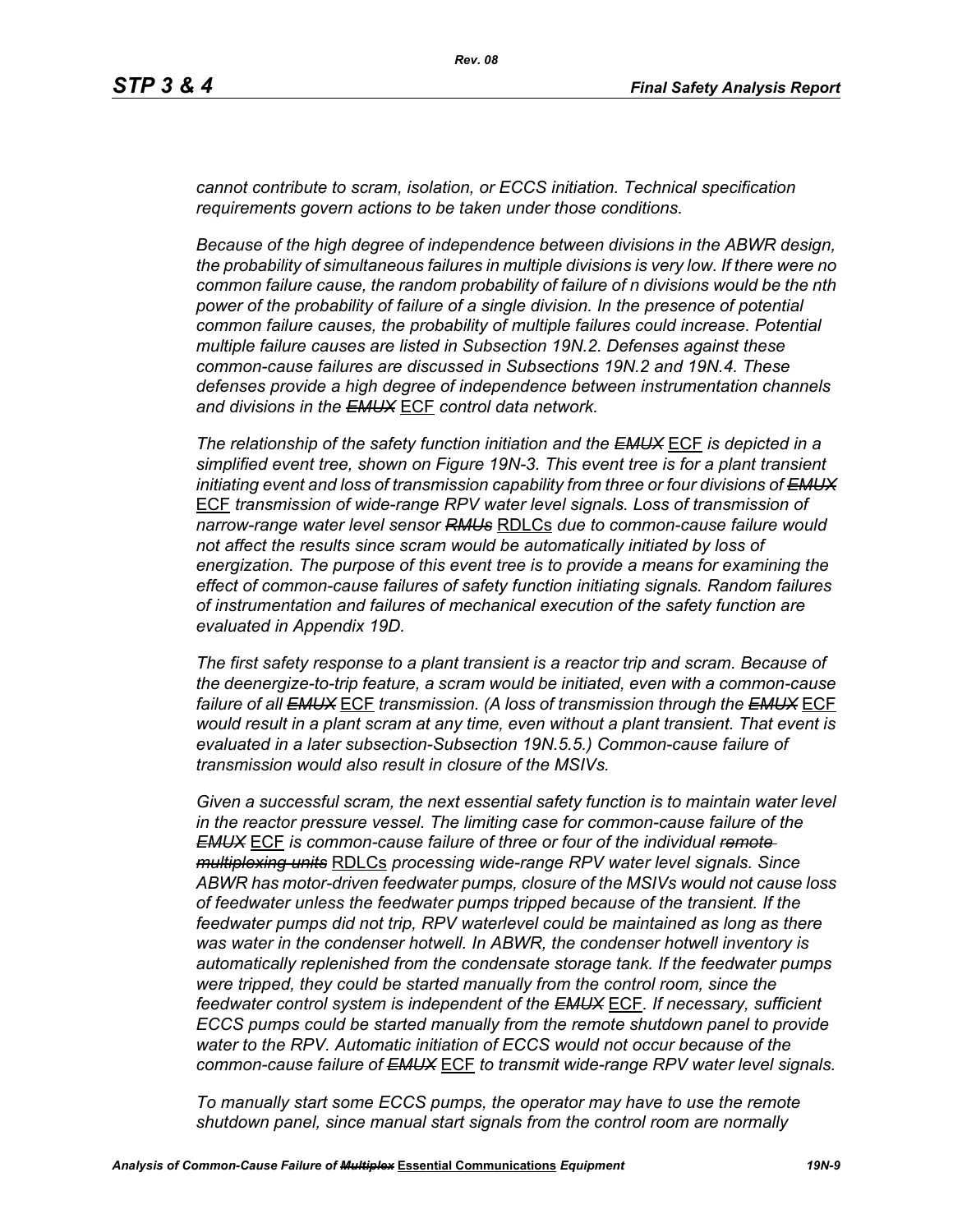*cannot contribute to scram, isolation, or ECCS initiation. Technical specification requirements govern actions to be taken under those conditions.*

*Because of the high degree of independence between divisions in the ABWR design, the probability of simultaneous failures in multiple divisions is very low. If there were no common failure cause, the random probability of failure of n divisions would be the nth power of the probability of failure of a single division. In the presence of potential common failure causes, the probability of multiple failures could increase. Potential multiple failure causes are listed in Subsection 19N.2. Defenses against these common-cause failures are discussed in Subsections 19N.2 and 19N.4. These defenses provide a high degree of independence between instrumentation channels and divisions in the* ~~*EMUX*~~ ECF *control data network.*

*The relationship of the safety function initiation and the* ~~*EMUX*~~ ECF *is depicted in a simplified event tree, shown on Figure 19N-3. This event tree is for a plant transient initiating event and loss of transmission capability from three or four divisions of* ~~*EMUX*~~ ECF *transmission of wide-range RPV water level signals. Loss of transmission of narrow-range water level sensor* ~~*RMUs*~~ RDLCs *due to common-cause failure would not affect the results since scram would be automatically initiated by loss of energization. The purpose of this event tree is to provide a means for examining the effect of common-cause failures of safety function initiating signals. Random failures of instrumentation and failures of mechanical execution of the safety function are evaluated in Appendix 19D.*

*The first safety response to a plant transient is a reactor trip and scram. Because of the deenergize-to-trip feature, a scram would be initiated, even with a common-cause failure of all* ~~*EMUX*~~ ECF *transmission. (A loss of transmission through the* ~~*EMUX*~~ ECF *would result in a plant scram at any time, even without a plant transient. That event is evaluated in a later subsection-Subsection 19N.5.5.) Common-cause failure of transmission would also result in closure of the MSIVs.*

*Given a successful scram, the next essential safety function is to maintain water level in the reactor pressure vessel. The limiting case for common-cause failure of the* ~~*EMUX*~~ ECF *is common-cause failure of three or four of the individual* ~~*remote multiplexing units*~~ RDLCs *processing wide-range RPV water level signals. Since ABWR has motor-driven feedwater pumps, closure of the MSIVs would not cause loss of feedwater unless the feedwater pumps tripped because of the transient. If the feedwater pumps did not trip, RPV waterlevel could be maintained as long as there was water in the condenser hotwell. In ABWR, the condenser hotwell inventory is automatically replenished from the condensate storage tank. If the feedwater pumps were tripped, they could be started manually from the control room, since the feedwater control system is independent of the* ~~*EMUX*~~ ECF*. If necessary, sufficient ECCS pumps could be started manually from the remote shutdown panel to provide water to the RPV. Automatic initiation of ECCS would not occur because of the common-cause failure of* ~~*EMUX*~~ ECF *to transmit wide-range RPV water level signals.*

*To manually start some ECCS pumps, the operator may have to use the remote shutdown panel, since manual start signals from the control room are normally*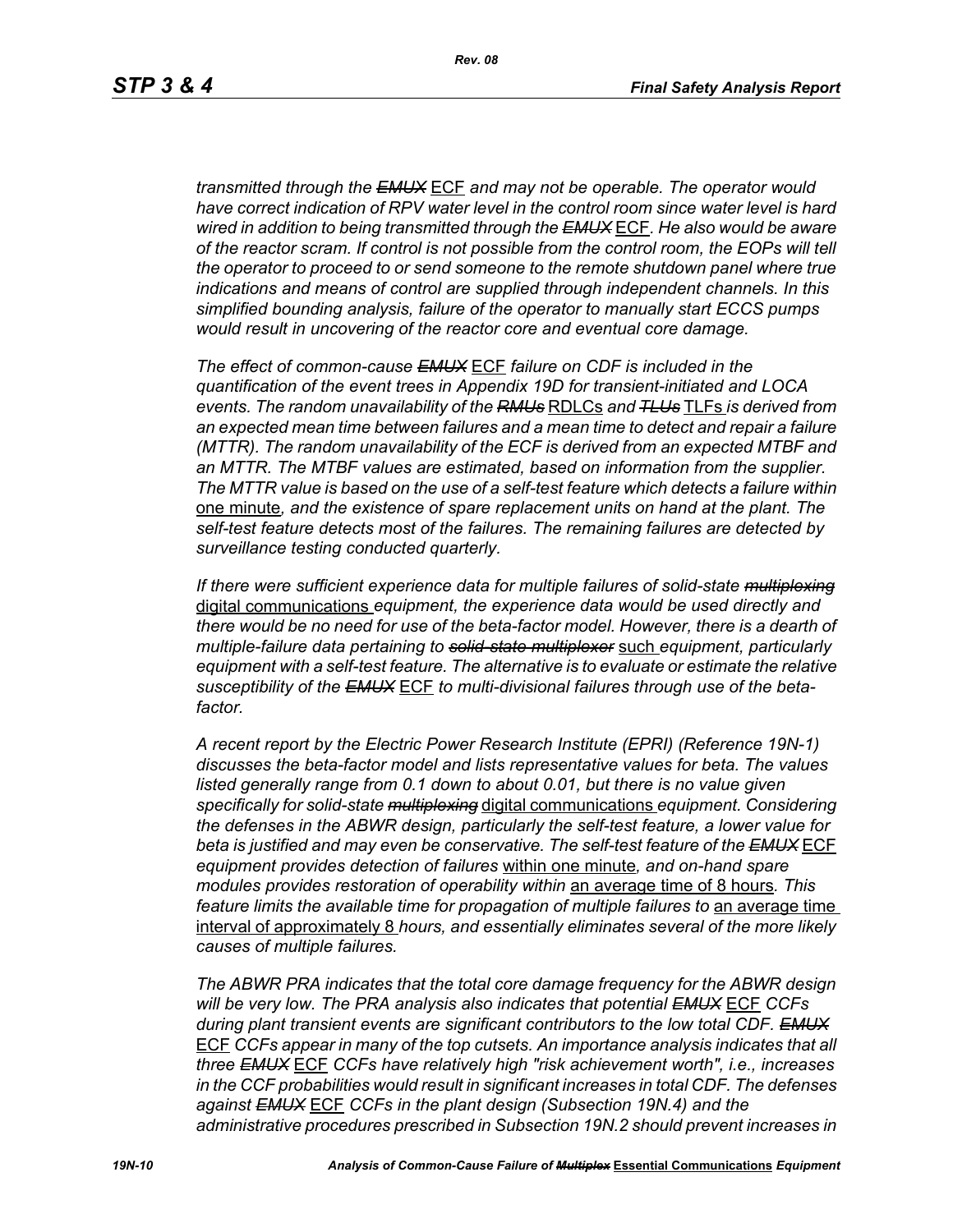*transmitted through the ~~EMUX~~ ECF and may not be operable. The operator would have correct indication of RPV water level in the control room since water level is hard wired in addition to being transmitted through the ~~EMUX~~ ECF. He also would be aware of the reactor scram. If control is not possible from the control room, the EOPs will tell the operator to proceed to or send someone to the remote shutdown panel where true indications and means of control are supplied through independent channels. In this simplified bounding analysis, failure of the operator to manually start ECCS pumps would result in uncovering of the reactor core and eventual core damage.*

*The effect of common-cause ~~EMUX~~ ECF failure on CDF is included in the quantification of the event trees in Appendix 19D for transient-initiated and LOCA events. The random unavailability of the ~~RMUs~~ RDLCs and ~~TLUs~~ TLFs is derived from an expected mean time between failures and a mean time to detect and repair a failure (MTTR). The random unavailability of the ECF is derived from an expected MTBF and an MTTR. The MTBF values are estimated, based on information from the supplier. The MTTR value is based on the use of a self-test feature which detects a failure within one minute, and the existence of spare replacement units on hand at the plant. The self-test feature detects most of the failures. The remaining failures are detected by surveillance testing conducted quarterly.*

*If there were sufficient experience data for multiple failures of solid-state ~~multiplexing~~ digital communications equipment, the experience data would be used directly and there would be no need for use of the beta-factor model. However, there is a dearth of multiple-failure data pertaining to ~~solid-state multiplexor~~ such equipment, particularly equipment with a self-test feature. The alternative is to evaluate or estimate the relative susceptibility of the ~~EMUX~~ ECF to multi-divisional failures through use of the beta-factor.*

*A recent report by the Electric Power Research Institute (EPRI) (Reference 19N-1) discusses the beta-factor model and lists representative values for beta. The values listed generally range from 0.1 down to about 0.01, but there is no value given specifically for solid-state ~~multiplexing~~ digital communications equipment. Considering the defenses in the ABWR design, particularly the self-test feature, a lower value for beta is justified and may even be conservative. The self-test feature of the ~~EMUX~~ ECF equipment provides detection of failures within one minute, and on-hand spare modules provides restoration of operability within an average time of 8 hours. This feature limits the available time for propagation of multiple failures to an average time interval of approximately 8 hours, and essentially eliminates several of the more likely causes of multiple failures.*

*The ABWR PRA indicates that the total core damage frequency for the ABWR design will be very low. The PRA analysis also indicates that potential ~~EMUX~~ ECF CCFs during plant transient events are significant contributors to the low total CDF. ~~EMUX~~ ECF CCFs appear in many of the top cutsets. An importance analysis indicates that all three ~~EMUX~~ ECF CCFs have relatively high "risk achievement worth", i.e., increases in the CCF probabilities would result in significant increases in total CDF. The defenses against ~~EMUX~~ ECF CCFs in the plant design (Subsection 19N.4) and the administrative procedures prescribed in Subsection 19N.2 should prevent increases in*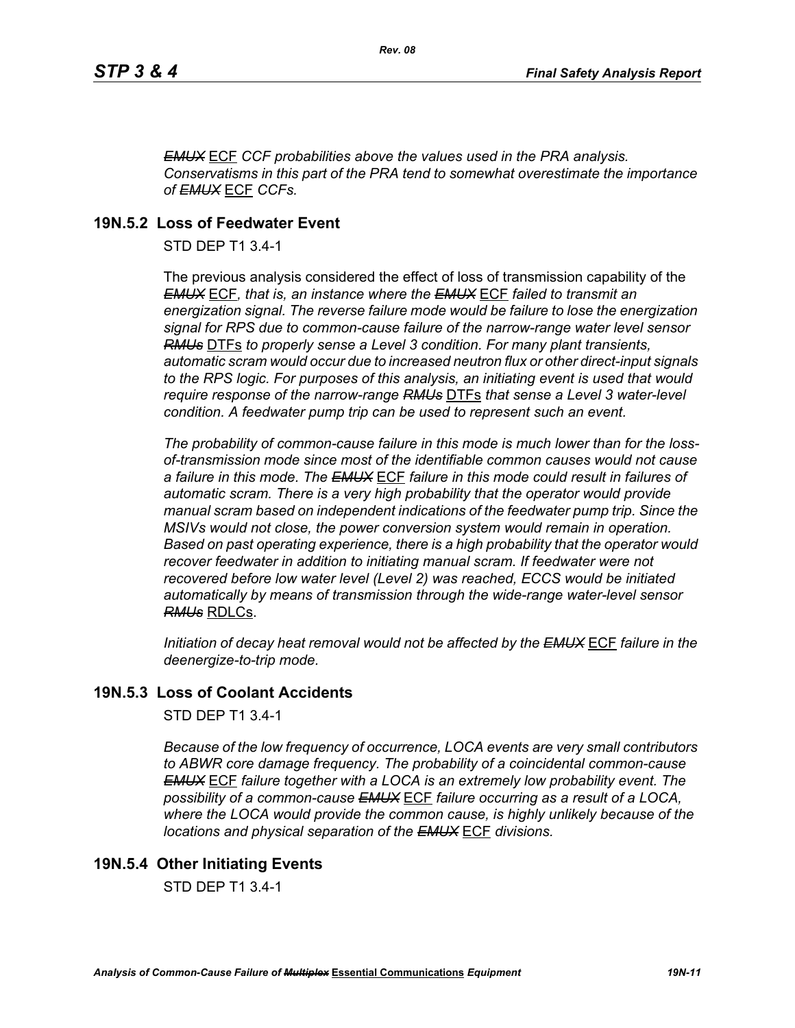*~~EMUX~~* ECF *CCF probabilities above the values used in the PRA analysis. Conservatisms in this part of the PRA tend to somewhat overestimate the importance of ~~EMUX~~* ECF *CCFs.*

## 19N.5.2 Loss of Feedwater Event

STD DEP T1 3.4-1

The previous analysis considered the effect of loss of transmission capability of the *~~EMUX~~* ECF*, that is, an instance where the ~~EMUX~~* ECF *failed to transmit an energization signal. The reverse failure mode would be failure to lose the energization signal for RPS due to common-cause failure of the narrow-range water level sensor ~~RMUs~~* DTFs *to properly sense a Level 3 condition. For many plant transients, automatic scram would occur due to increased neutron flux or other direct-input signals to the RPS logic. For purposes of this analysis, an initiating event is used that would require response of the narrow-range ~~RMUs~~* DTFs *that sense a Level 3 water-level condition. A feedwater pump trip can be used to represent such an event.*

*The probability of common-cause failure in this mode is much lower than for the loss-of-transmission mode since most of the identifiable common causes would not cause a failure in this mode. The ~~EMUX~~* ECF *failure in this mode could result in failures of automatic scram. There is a very high probability that the operator would provide manual scram based on independent indications of the feedwater pump trip. Since the MSIVs would not close, the power conversion system would remain in operation. Based on past operating experience, there is a high probability that the operator would recover feedwater in addition to initiating manual scram. If feedwater were not recovered before low water level (Level 2) was reached, ECCS would be initiated automatically by means of transmission through the wide-range water-level sensor ~~RMUs~~* RDLCs.

*Initiation of decay heat removal would not be affected by the ~~EMUX~~* ECF *failure in the deenergize-to-trip mode.*

## 19N.5.3 Loss of Coolant Accidents

STD DEP T1 3.4-1

*Because of the low frequency of occurrence, LOCA events are very small contributors to ABWR core damage frequency. The probability of a coincidental common-cause ~~EMUX~~* ECF *failure together with a LOCA is an extremely low probability event. The possibility of a common-cause ~~EMUX~~* ECF *failure occurring as a result of a LOCA, where the LOCA would provide the common cause, is highly unlikely because of the locations and physical separation of the ~~EMUX~~* ECF *divisions.*

## 19N.5.4 Other Initiating Events

STD DEP T1 3.4-1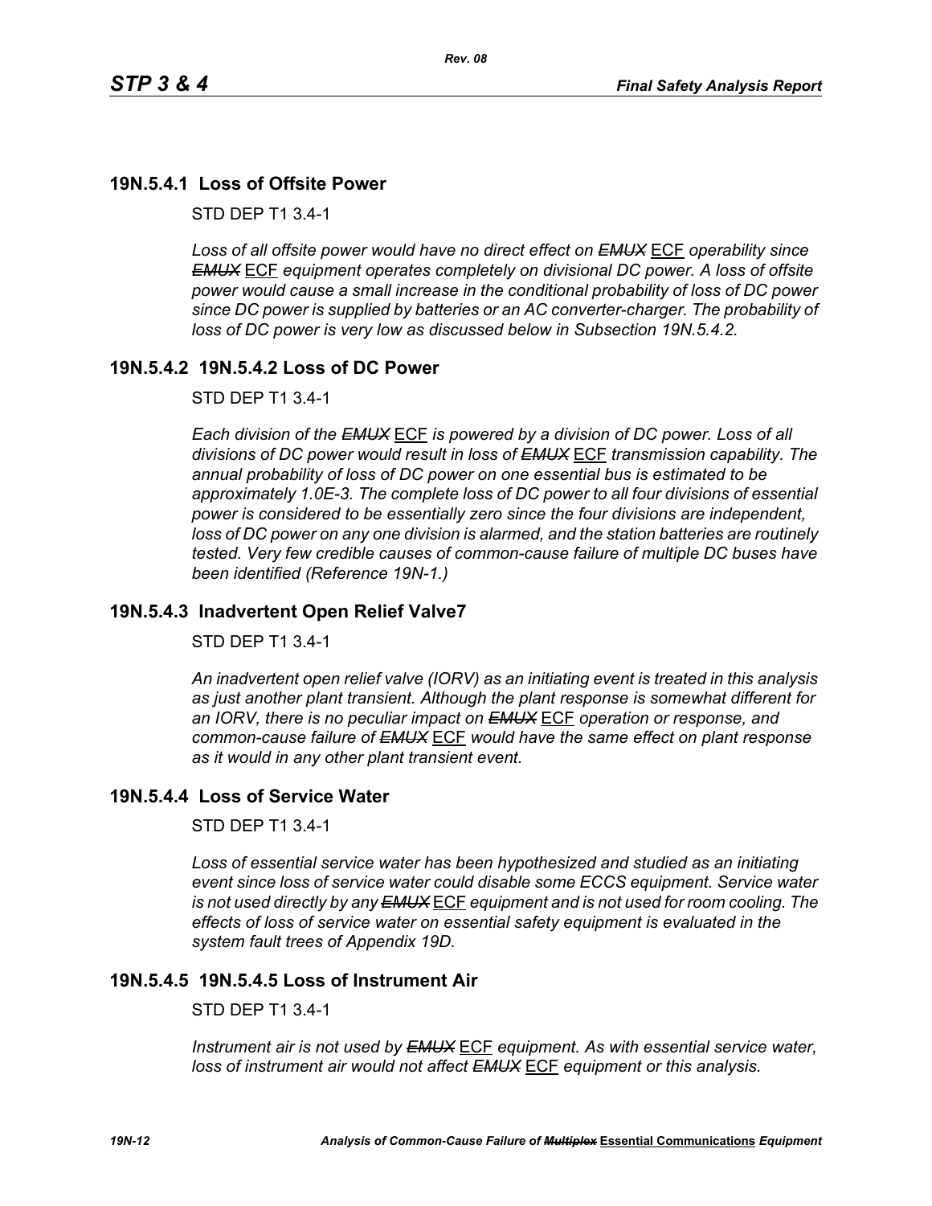## 19N.5.4.1 Loss of Offsite Power

STD DEP T1 3.4-1

*Loss of all offsite power would have no direct effect on ~~EMUX~~ ECF operability since ~~EMUX~~ ECF equipment operates completely on divisional DC power. A loss of offsite power would cause a small increase in the conditional probability of loss of DC power since DC power is supplied by batteries or an AC converter-charger. The probability of loss of DC power is very low as discussed below in Subsection 19N.5.4.2.*

## 19N.5.4.2 19N.5.4.2 Loss of DC Power

STD DEP T1 3.4-1

*Each division of the ~~EMUX~~ ECF is powered by a division of DC power. Loss of all divisions of DC power would result in loss of ~~EMUX~~ ECF transmission capability. The annual probability of loss of DC power on one essential bus is estimated to be approximately 1.0E-3. The complete loss of DC power to all four divisions of essential power is considered to be essentially zero since the four divisions are independent, loss of DC power on any one division is alarmed, and the station batteries are routinely tested. Very few credible causes of common-cause failure of multiple DC buses have been identified (Reference 19N-1.)*

## 19N.5.4.3 Inadvertent Open Relief Valve7

STD DEP T1 3.4-1

*An inadvertent open relief valve (IORV) as an initiating event is treated in this analysis as just another plant transient. Although the plant response is somewhat different for an IORV, there is no peculiar impact on ~~EMUX~~ ECF operation or response, and common-cause failure of ~~EMUX~~ ECF would have the same effect on plant response as it would in any other plant transient event.*

## 19N.5.4.4 Loss of Service Water

STD DEP T1 3.4-1

*Loss of essential service water has been hypothesized and studied as an initiating event since loss of service water could disable some ECCS equipment. Service water is not used directly by any ~~EMUX~~ ECF equipment and is not used for room cooling. The effects of loss of service water on essential safety equipment is evaluated in the system fault trees of Appendix 19D.*

## 19N.5.4.5 19N.5.4.5 Loss of Instrument Air

STD DEP T1 3.4-1

*Instrument air is not used by ~~EMUX~~ ECF equipment. As with essential service water, loss of instrument air would not affect ~~EMUX~~ ECF equipment or this analysis.*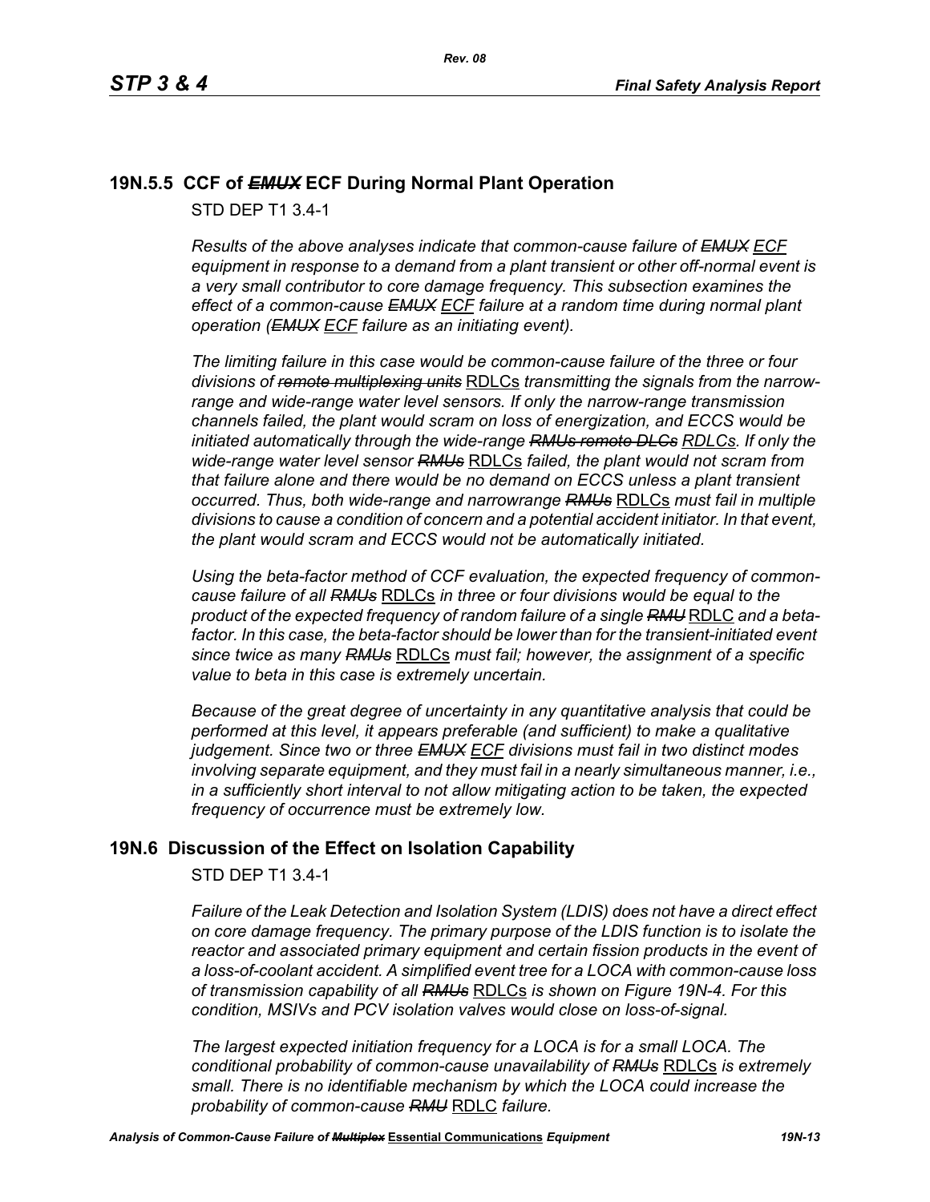## 19N.5.5 CCF of ~~*EMUX*~~ ECF During Normal Plant Operation

STD DEP T1 3.4-1

*Results of the above analyses indicate that common-cause failure of ~~EMUX~~ <u>ECF</u> equipment in response to a demand from a plant transient or other off-normal event is a very small contributor to core damage frequency. This subsection examines the effect of a common-cause ~~EMUX~~ <u>ECF</u> failure at a random time during normal plant operation (~~EMUX~~ <u>ECF</u> failure as an initiating event).*

*The limiting failure in this case would be common-cause failure of the three or four divisions of ~~remote multiplexing units~~* <u>RDLCs</u> *transmitting the signals from the narrow-range and wide-range water level sensors. If only the narrow-range transmission channels failed, the plant would scram on loss of energization, and ECCS would be initiated automatically through the wide-range ~~RMUs remote DLCs~~ <u>RDLCs</u>. If only the wide-range water level sensor ~~RMUs~~* <u>RDLCs</u> *failed, the plant would not scram from that failure alone and there would be no demand on ECCS unless a plant transient occurred. Thus, both wide-range and narrowrange ~~RMUs~~* <u>RDLCs</u> *must fail in multiple divisions to cause a condition of concern and a potential accident initiator. In that event, the plant would scram and ECCS would not be automatically initiated.*

*Using the beta-factor method of CCF evaluation, the expected frequency of common-cause failure of all ~~RMUs~~* <u>RDLCs</u> *in three or four divisions would be equal to the product of the expected frequency of random failure of a single ~~RMU~~* <u>RDLC</u> *and a beta-factor. In this case, the beta-factor should be lower than for the transient-initiated event since twice as many ~~RMUs~~* <u>RDLCs</u> *must fail; however, the assignment of a specific value to beta in this case is extremely uncertain.*

*Because of the great degree of uncertainty in any quantitative analysis that could be performed at this level, it appears preferable (and sufficient) to make a qualitative judgement. Since two or three ~~EMUX~~ <u>ECF</u> divisions must fail in two distinct modes involving separate equipment, and they must fail in a nearly simultaneous manner, i.e., in a sufficiently short interval to not allow mitigating action to be taken, the expected frequency of occurrence must be extremely low.*

# 19N.6 Discussion of the Effect on Isolation Capability

STD DEP T1 3.4-1

*Failure of the Leak Detection and Isolation System (LDIS) does not have a direct effect on core damage frequency. The primary purpose of the LDIS function is to isolate the reactor and associated primary equipment and certain fission products in the event of a loss-of-coolant accident. A simplified event tree for a LOCA with common-cause loss of transmission capability of all ~~RMUs~~* <u>RDLCs</u> *is shown on Figure 19N-4. For this condition, MSIVs and PCV isolation valves would close on loss-of-signal.*

*The largest expected initiation frequency for a LOCA is for a small LOCA. The conditional probability of common-cause unavailability of ~~RMUs~~* <u>RDLCs</u> *is extremely small. There is no identifiable mechanism by which the LOCA could increase the probability of common-cause ~~RMU~~* <u>RDLC</u> *failure.*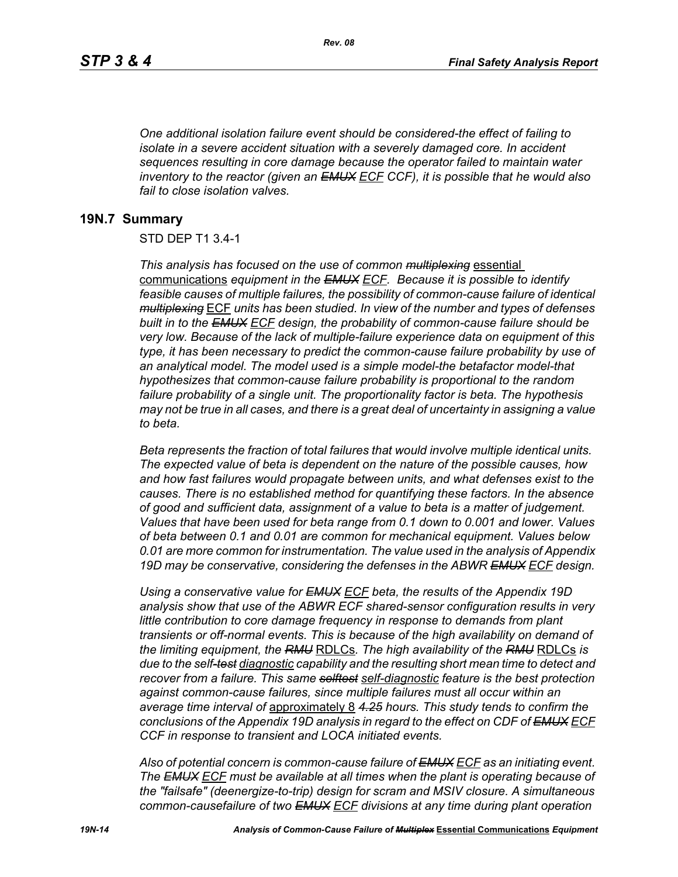*One additional isolation failure event should be considered-the effect of failing to isolate in a severe accident situation with a severely damaged core. In accident sequences resulting in core damage because the operator failed to maintain water inventory to the reactor (given an ~~EMUX~~ ECF CCF), it is possible that he would also fail to close isolation valves.*

## 19N.7 Summary

STD DEP T1 3.4-1

*This analysis has focused on the use of common ~~multiplexing~~* essential communications *equipment in the ~~EMUX~~ ECF. Because it is possible to identify feasible causes of multiple failures, the possibility of common-cause failure of identical ~~multiplexing~~* ECF *units has been studied. In view of the number and types of defenses built in to the ~~EMUX~~ ECF design, the probability of common-cause failure should be very low. Because of the lack of multiple-failure experience data on equipment of this type, it has been necessary to predict the common-cause failure probability by use of an analytical model. The model used is a simple model-the betafactor model-that hypothesizes that common-cause failure probability is proportional to the random failure probability of a single unit. The proportionality factor is beta. The hypothesis may not be true in all cases, and there is a great deal of uncertainty in assigning a value to beta.*

*Beta represents the fraction of total failures that would involve multiple identical units. The expected value of beta is dependent on the nature of the possible causes, how and how fast failures would propagate between units, and what defenses exist to the causes. There is no established method for quantifying these factors. In the absence of good and sufficient data, assignment of a value to beta is a matter of judgement. Values that have been used for beta range from 0.1 down to 0.001 and lower. Values of beta between 0.1 and 0.01 are common for mechanical equipment. Values below 0.01 are more common for instrumentation. The value used in the analysis of Appendix 19D may be conservative, considering the defenses in the ABWR ~~EMUX~~ ECF design.*

*Using a conservative value for ~~EMUX~~ ECF beta, the results of the Appendix 19D analysis show that use of the ABWR ECF shared-sensor configuration results in very little contribution to core damage frequency in response to demands from plant transients or off-normal events. This is because of the high availability on demand of the limiting equipment, the ~~RMU~~* RDLCs*. The high availability of the ~~RMU~~* RDLCs *is due to the self~~-test~~ diagnostic capability and the resulting short mean time to detect and recover from a failure. This same ~~selftest~~ self-diagnostic feature is the best protection against common-cause failures, since multiple failures must all occur within an average time interval of* approximately 8 *~~4.25~~ hours. This study tends to confirm the conclusions of the Appendix 19D analysis in regard to the effect on CDF of ~~EMUX~~ ECF CCF in response to transient and LOCA initiated events.*

*Also of potential concern is common-cause failure of ~~EMUX~~ ECF as an initiating event. The ~~EMUX~~ ECF must be available at all times when the plant is operating because of the "failsafe" (deenergize-to-trip) design for scram and MSIV closure. A simultaneous common-causefailure of two ~~EMUX~~ ECF divisions at any time during plant operation*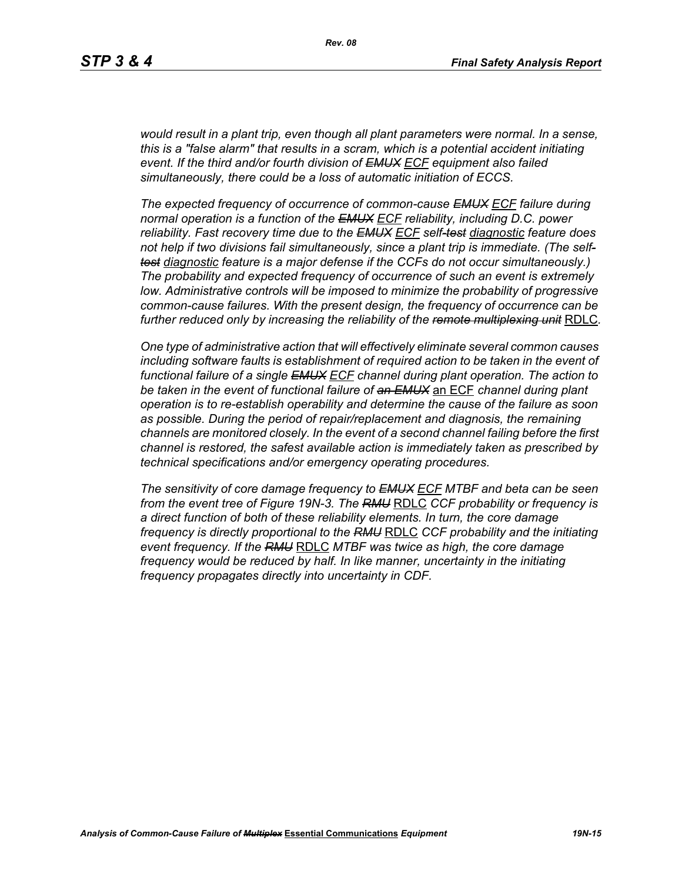*would result in a plant trip, even though all plant parameters were normal. In a sense, this is a "false alarm" that results in a scram, which is a potential accident initiating event. If the third and/or fourth division of ~~EMUX~~ ECF equipment also failed simultaneously, there could be a loss of automatic initiation of ECCS.*

*The expected frequency of occurrence of common-cause ~~EMUX~~ ECF failure during normal operation is a function of the ~~EMUX~~ ECF reliability, including D.C. power reliability. Fast recovery time due to the ~~EMUX~~ ECF self-~~test~~ diagnostic feature does not help if two divisions fail simultaneously, since a plant trip is immediate. (The self-~~test~~ diagnostic feature is a major defense if the CCFs do not occur simultaneously.) The probability and expected frequency of occurrence of such an event is extremely low. Administrative controls will be imposed to minimize the probability of progressive common-cause failures. With the present design, the frequency of occurrence can be further reduced only by increasing the reliability of the ~~remote multiplexing unit~~* RDLC.

*One type of administrative action that will effectively eliminate several common causes including software faults is establishment of required action to be taken in the event of functional failure of a single ~~EMUX~~ ECF channel during plant operation. The action to be taken in the event of functional failure of ~~an EMUX~~* an ECF *channel during plant operation is to re-establish operability and determine the cause of the failure as soon as possible. During the period of repair/replacement and diagnosis, the remaining channels are monitored closely. In the event of a second channel failing before the first channel is restored, the safest available action is immediately taken as prescribed by technical specifications and/or emergency operating procedures.*

*The sensitivity of core damage frequency to ~~EMUX~~ ECF MTBF and beta can be seen from the event tree of Figure 19N-3. The ~~RMU~~* RDLC *CCF probability or frequency is a direct function of both of these reliability elements. In turn, the core damage frequency is directly proportional to the ~~RMU~~* RDLC *CCF probability and the initiating event frequency. If the ~~RMU~~* RDLC *MTBF was twice as high, the core damage frequency would be reduced by half. In like manner, uncertainty in the initiating frequency propagates directly into uncertainty in CDF.*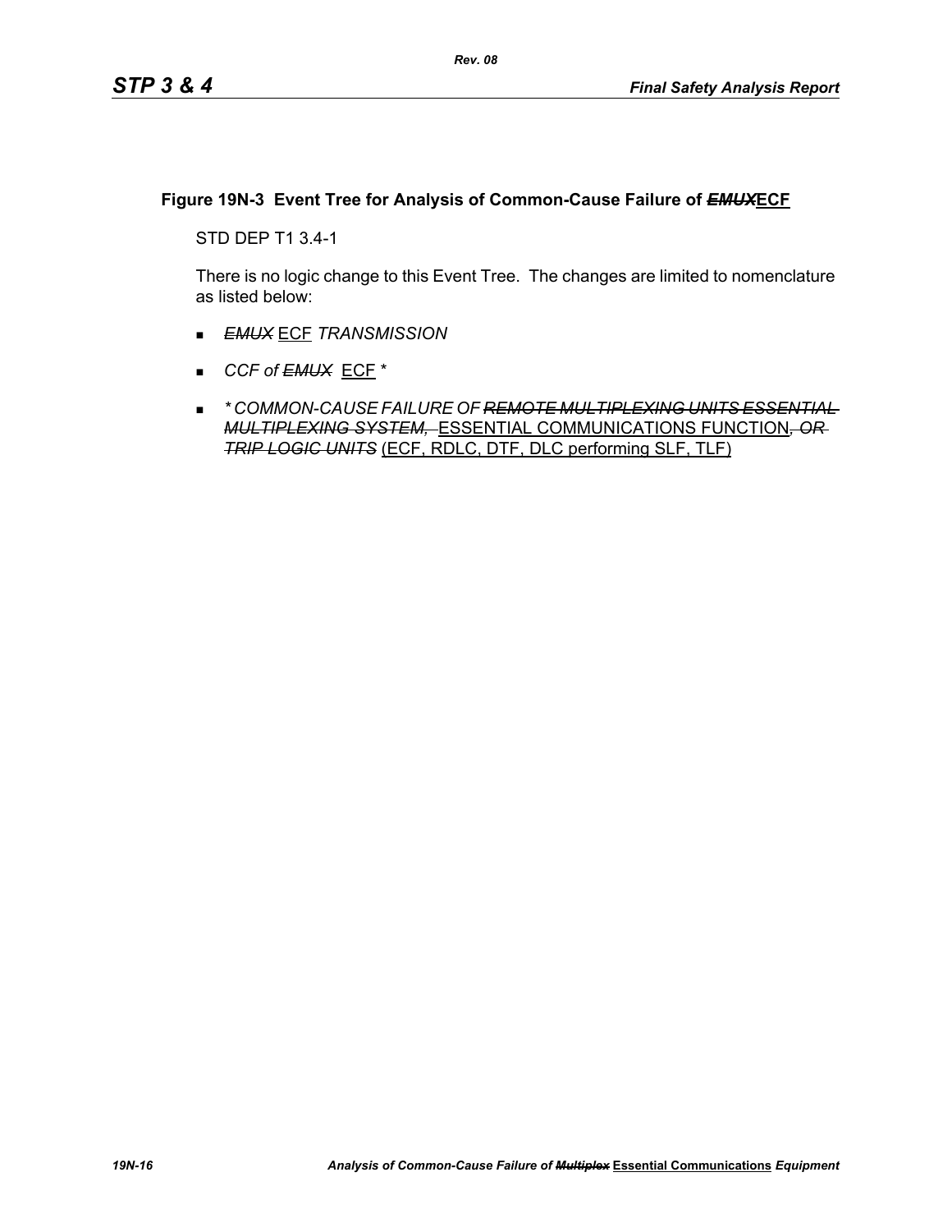**Figure 19N-3 Event Tree for Analysis of Common-Cause Failure of ~~*EMUX*~~ECF**

STD DEP T1 3.4-1

There is no logic change to this Event Tree. The changes are limited to nomenclature as listed below:

- ~~*EMUX*~~ ECF *TRANSMISSION*
- *CCF of ~~EMUX~~* ECF *
- ** COMMON-CAUSE FAILURE OF ~~REMOTE MULTIPLEXING UNITS ESSENTIAL MULTIPLEXING SYSTEM,~~* ESSENTIAL COMMUNICATIONS FUNCTION*~~, OR TRIP LOGIC UNITS~~* (ECF, RDLC, DTF, DLC performing SLF, TLF)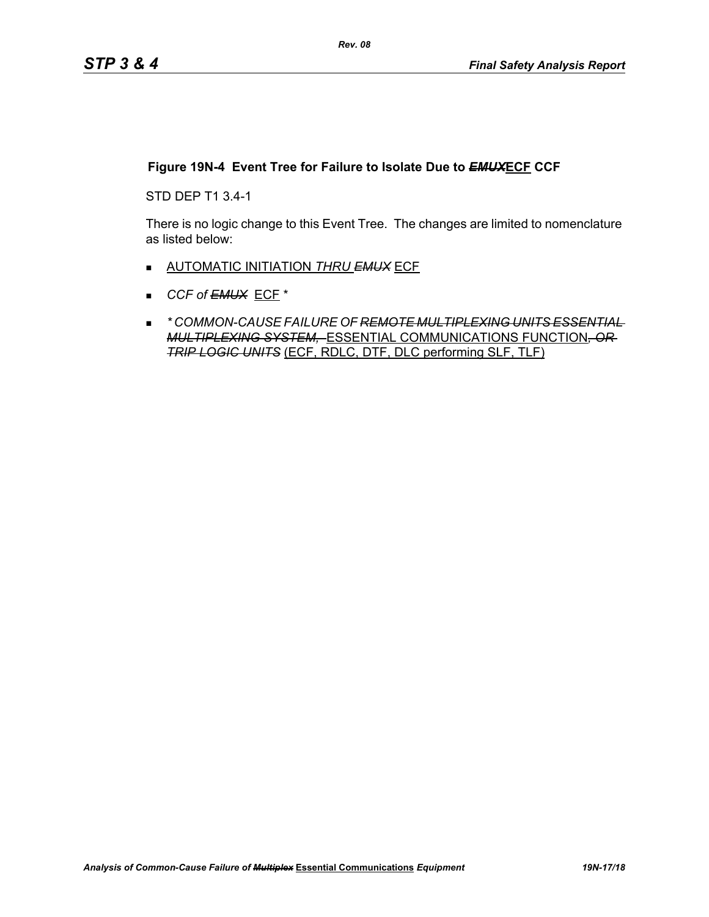**Figure 19N-4 Event Tree for Failure to Isolate Due to ~~*EMUX*~~ECF CCF**

STD DEP T1 3.4-1

There is no logic change to this Event Tree. The changes are limited to nomenclature as listed below:

- AUTOMATIC INITIATION *THRU ~~EMUX~~* ECF
- *CCF of ~~EMUX~~* ECF *
- *\* COMMON-CAUSE FAILURE OF ~~REMOTE MULTIPLEXING UNITS ESSENTIAL MULTIPLEXING SYSTEM,~~* ESSENTIAL COMMUNICATIONS FUNCTION*~~, OR TRIP LOGIC UNITS~~* (ECF, RDLC, DTF, DLC performing SLF, TLF)